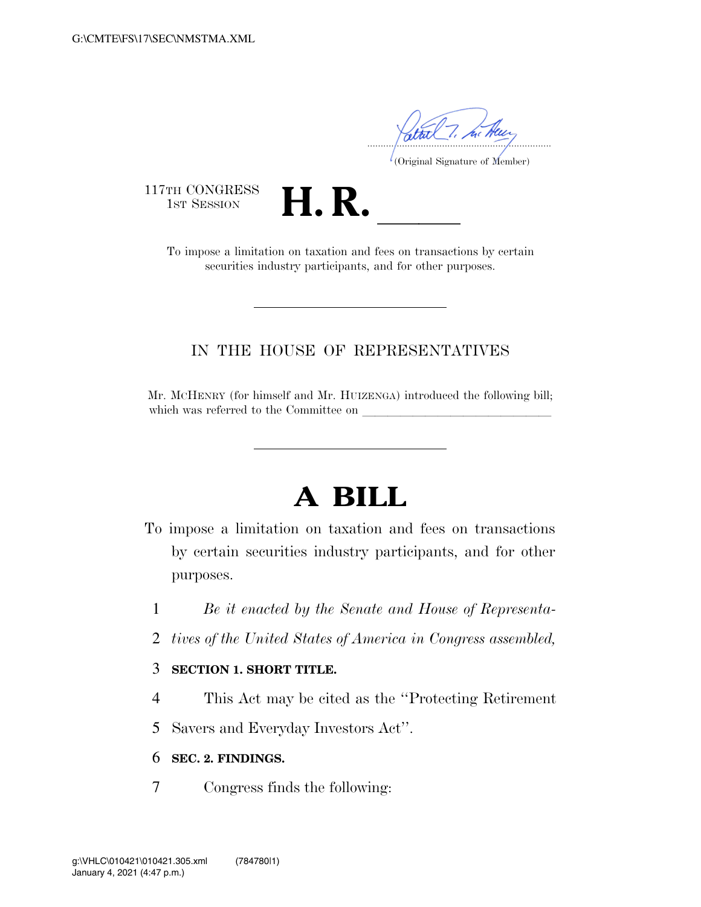(Original Signature of Member)

117TH CONGRESS
1ST SESSION

# H. R. \_\_\_\_\_

To impose a limitation on taxation and fees on transactions by certain securities industry participants, and for other purposes.

---

## IN THE HOUSE OF REPRESENTATIVES

Mr. MCHENRY (for himself and Mr. HUIZENGA) introduced the following bill; which was referred to the Committee on \_\_\_\_\_\_\_\_\_\_\_\_\_\_\_\_\_\_\_\_\_\_\_\_\_\_\_\_\_\_

---

# A BILL

To impose a limitation on taxation and fees on transactions by certain securities industry participants, and for other purposes.

1 *Be it enacted by the Senate and House of Representa-*
2 *tives of the United States of America in Congress assembled,*

3 **SECTION 1. SHORT TITLE.**

4 This Act may be cited as the "Protecting Retirement
5 Savers and Everyday Investors Act".

6 **SEC. 2. FINDINGS.**

7 Congress finds the following: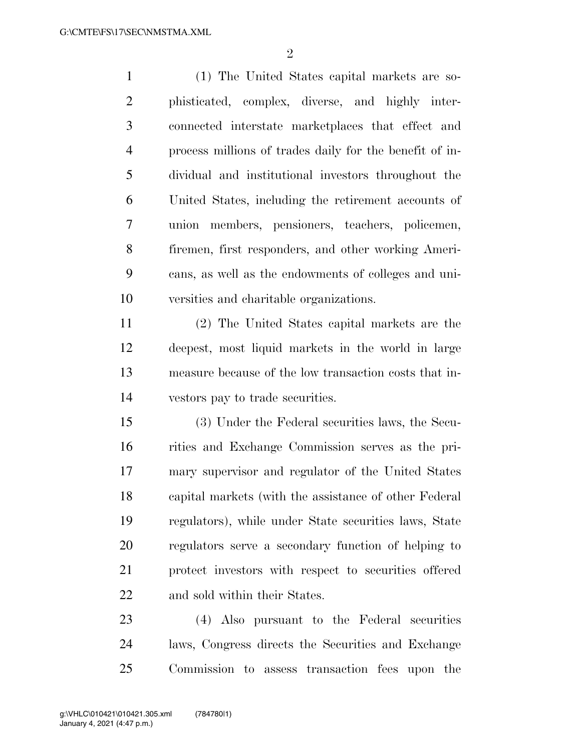(1) The United States capital markets are sophisticated, complex, diverse, and highly interconnected interstate marketplaces that effect and process millions of trades daily for the benefit of individual and institutional investors throughout the United States, including the retirement accounts of union members, pensioners, teachers, policemen, firemen, first responders, and other working Americans, as well as the endowments of colleges and universities and charitable organizations.

(2) The United States capital markets are the deepest, most liquid markets in the world in large measure because of the low transaction costs that investors pay to trade securities.

(3) Under the Federal securities laws, the Securities and Exchange Commission serves as the primary supervisor and regulator of the United States capital markets (with the assistance of other Federal regulators), while under State securities laws, State regulators serve a secondary function of helping to protect investors with respect to securities offered and sold within their States.

(4) Also pursuant to the Federal securities laws, Congress directs the Securities and Exchange Commission to assess transaction fees upon the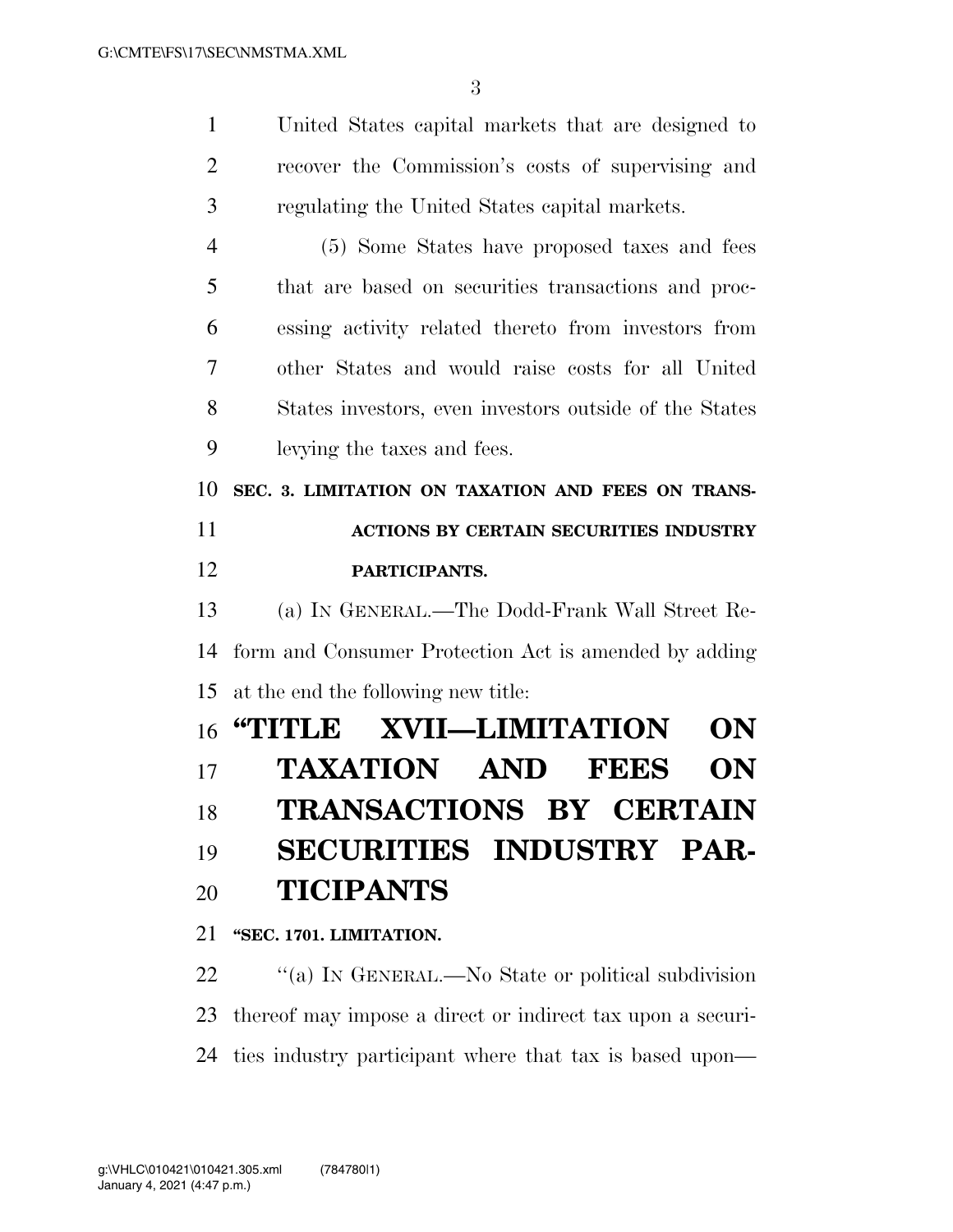United States capital markets that are designed to recover the Commission's costs of supervising and regulating the United States capital markets.

(5) Some States have proposed taxes and fees that are based on securities transactions and processing activity related thereto from investors from other States and would raise costs for all United States investors, even investors outside of the States levying the taxes and fees.

**SEC. 3. LIMITATION ON TAXATION AND FEES ON TRANSACTIONS BY CERTAIN SECURITIES INDUSTRY PARTICIPANTS.**

(a) IN GENERAL.—The Dodd-Frank Wall Street Reform and Consumer Protection Act is amended by adding at the end the following new title:

# "TITLE XVII—LIMITATION ON TAXATION AND FEES ON TRANSACTIONS BY CERTAIN SECURITIES INDUSTRY PARTICIPANTS

**"SEC. 1701. LIMITATION.**

"(a) IN GENERAL.—No State or political subdivision thereof may impose a direct or indirect tax upon a securities industry participant where that tax is based upon—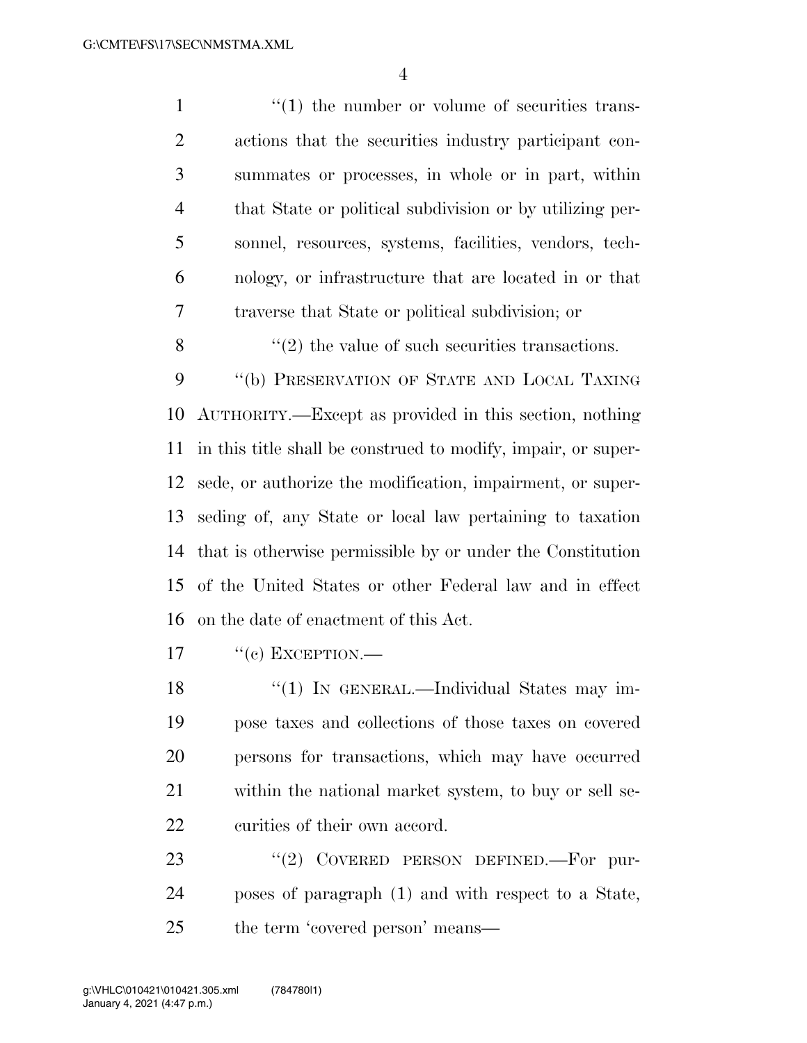"(1) the number or volume of securities transactions that the securities industry participant consummates or processes, in whole or in part, within that State or political subdivision or by utilizing personnel, resources, systems, facilities, vendors, technology, or infrastructure that are located in or that traverse that State or political subdivision; or

"(2) the value of such securities transactions.

"(b) PRESERVATION OF STATE AND LOCAL TAXING AUTHORITY.—Except as provided in this section, nothing in this title shall be construed to modify, impair, or supersede, or authorize the modification, impairment, or superseding of, any State or local law pertaining to taxation that is otherwise permissible by or under the Constitution of the United States or other Federal law and in effect on the date of enactment of this Act.

"(c) EXCEPTION.—

"(1) IN GENERAL.—Individual States may impose taxes and collections of those taxes on covered persons for transactions, which may have occurred within the national market system, to buy or sell securities of their own accord.

"(2) COVERED PERSON DEFINED.—For purposes of paragraph (1) and with respect to a State, the term 'covered person' means—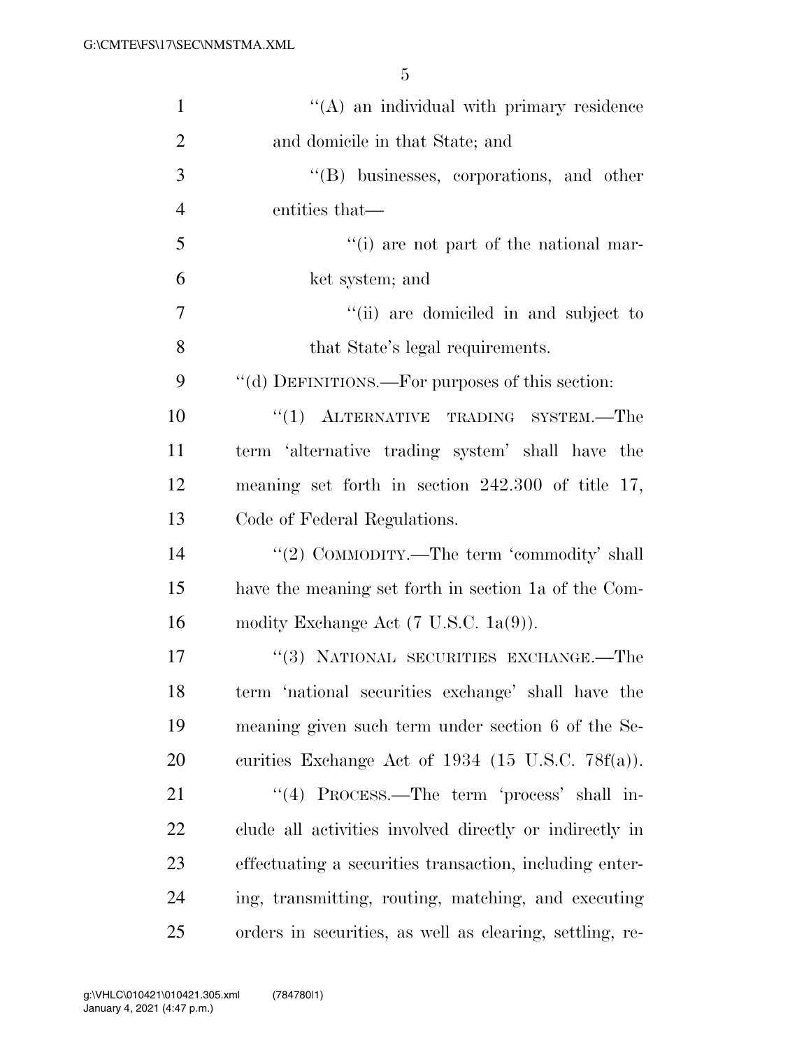''(A) an individual with primary residence and domicile in that State; and

''(B) businesses, corporations, and other entities that—

''(i) are not part of the national market system; and

''(ii) are domiciled in and subject to that State's legal requirements.

''(d) DEFINITIONS.—For purposes of this section:

''(1) ALTERNATIVE TRADING SYSTEM.—The term 'alternative trading system' shall have the meaning set forth in section 242.300 of title 17, Code of Federal Regulations.

''(2) COMMODITY.—The term 'commodity' shall have the meaning set forth in section 1a of the Commodity Exchange Act (7 U.S.C. 1a(9)).

''(3) NATIONAL SECURITIES EXCHANGE.—The term 'national securities exchange' shall have the meaning given such term under section 6 of the Securities Exchange Act of 1934 (15 U.S.C. 78f(a)).

''(4) PROCESS.—The term 'process' shall include all activities involved directly or indirectly in effectuating a securities transaction, including entering, transmitting, routing, matching, and executing orders in securities, as well as clearing, settling, re-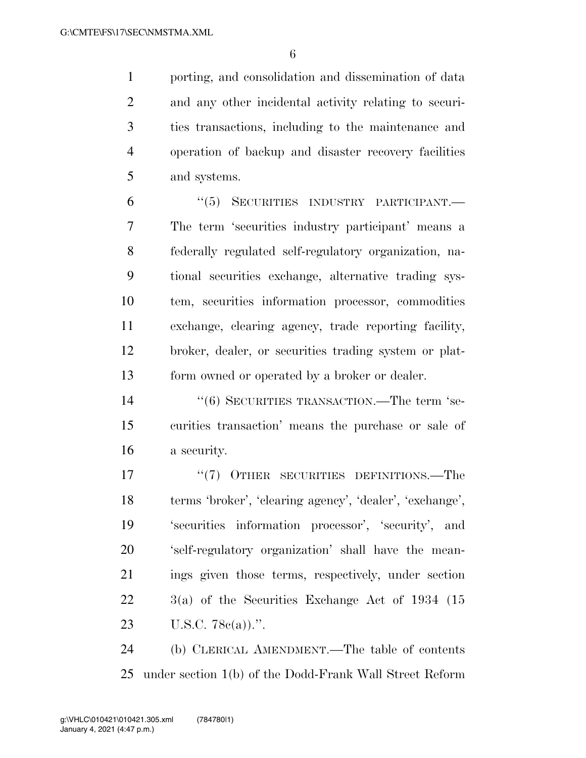porting, and consolidation and dissemination of data and any other incidental activity relating to securities transactions, including to the maintenance and operation of backup and disaster recovery facilities and systems.

"(5) SECURITIES INDUSTRY PARTICIPANT.—The term 'securities industry participant' means a federally regulated self-regulatory organization, national securities exchange, alternative trading system, securities information processor, commodities exchange, clearing agency, trade reporting facility, broker, dealer, or securities trading system or platform owned or operated by a broker or dealer.

"(6) SECURITIES TRANSACTION.—The term 'securities transaction' means the purchase or sale of a security.

"(7) OTHER SECURITIES DEFINITIONS.—The terms 'broker', 'clearing agency', 'dealer', 'exchange', 'securities information processor', 'security', and 'self-regulatory organization' shall have the meanings given those terms, respectively, under section 3(a) of the Securities Exchange Act of 1934 (15 U.S.C. 78c(a)).".

(b) CLERICAL AMENDMENT.—The table of contents under section 1(b) of the Dodd-Frank Wall Street Reform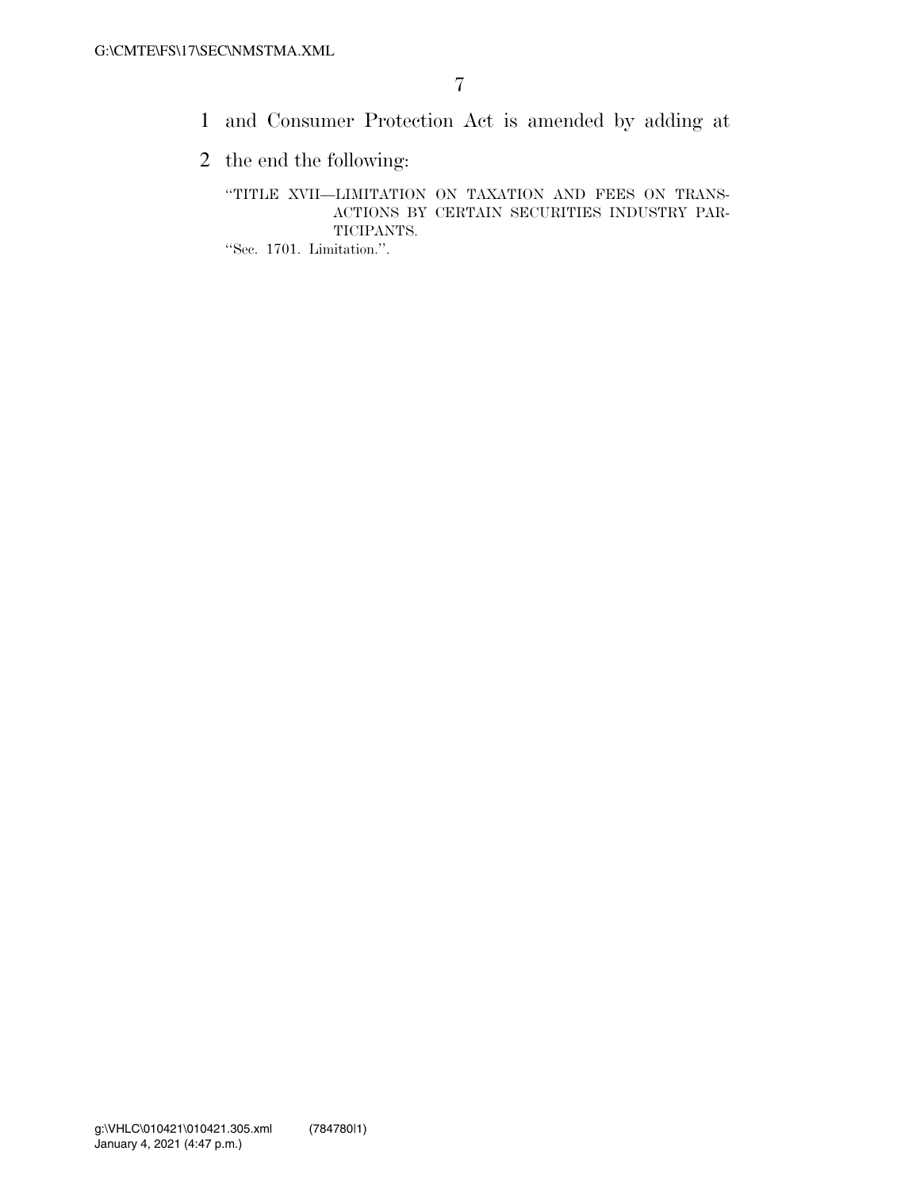and Consumer Protection Act is amended by adding at the end the following:

"TITLE XVII—LIMITATION ON TAXATION AND FEES ON TRANSACTIONS BY CERTAIN SECURITIES INDUSTRY PARTICIPANTS.

"Sec. 1701. Limitation.".